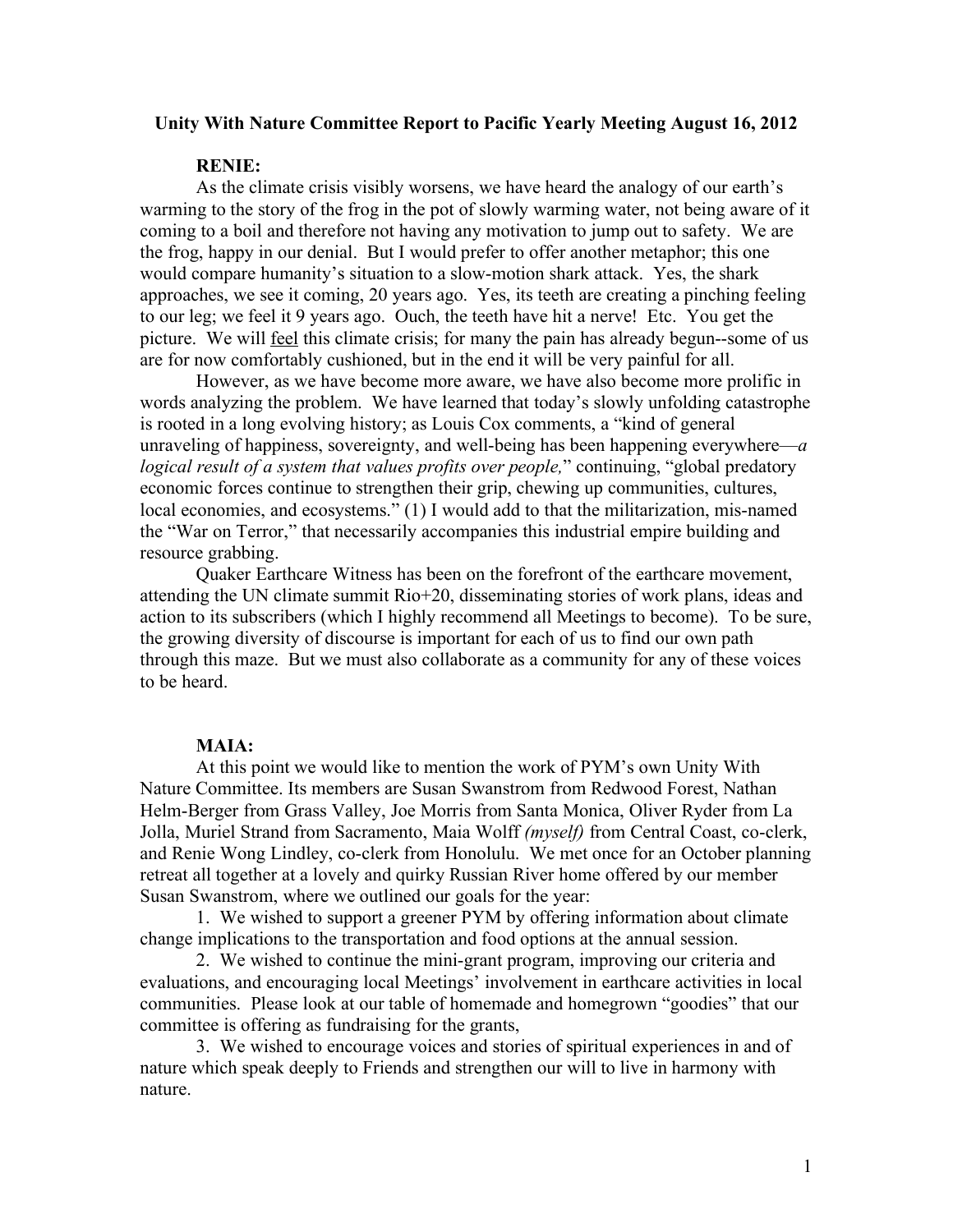**Unity With Nature Committee Report to Pacific Yearly Meeting August 16, 2012**

**RENIE:**

As the climate crisis visibly worsens, we have heard the analogy of our earth's warming to the story of the frog in the pot of slowly warming water, not being aware of it coming to a boil and therefore not having any motivation to jump out to safety. We are the frog, happy in our denial. But I would prefer to offer another metaphor; this one would compare humanity's situation to a slow-motion shark attack. Yes, the shark approaches, we see it coming, 20 years ago. Yes, its teeth are creating a pinching feeling to our leg; we feel it 9 years ago. Ouch, the teeth have hit a nerve! Etc. You get the picture. We will <u>feel</u> this climate crisis; for many the pain has already begun--some of us are for now comfortably cushioned, but in the end it will be very painful for all.

However, as we have become more aware, we have also become more prolific in words analyzing the problem. We have learned that today's slowly unfolding catastrophe is rooted in a long evolving history; as Louis Cox comments, a "kind of general unraveling of happiness, sovereignty, and well-being has been happening everywhere—*a logical result of a system that values profits over people,*" continuing, "global predatory economic forces continue to strengthen their grip, chewing up communities, cultures, local economies, and ecosystems." (1) I would add to that the militarization, mis-named the "War on Terror," that necessarily accompanies this industrial empire building and resource grabbing.

Quaker Earthcare Witness has been on the forefront of the earthcare movement, attending the UN climate summit Rio+20, disseminating stories of work plans, ideas and action to its subscribers (which I highly recommend all Meetings to become). To be sure, the growing diversity of discourse is important for each of us to find our own path through this maze. But we must also collaborate as a community for any of these voices to be heard.

**MAIA:**

At this point we would like to mention the work of PYM's own Unity With Nature Committee. Its members are Susan Swanstrom from Redwood Forest, Nathan Helm-Berger from Grass Valley, Joe Morris from Santa Monica, Oliver Ryder from La Jolla, Muriel Strand from Sacramento, Maia Wolff *(myself)* from Central Coast, co-clerk, and Renie Wong Lindley, co-clerk from Honolulu. We met once for an October planning retreat all together at a lovely and quirky Russian River home offered by our member Susan Swanstrom, where we outlined our goals for the year:

1. We wished to support a greener PYM by offering information about climate change implications to the transportation and food options at the annual session.
2. We wished to continue the mini-grant program, improving our criteria and evaluations, and encouraging local Meetings' involvement in earthcare activities in local communities. Please look at our table of homemade and homegrown "goodies" that our committee is offering as fundraising for the grants,
3. We wished to encourage voices and stories of spiritual experiences in and of nature which speak deeply to Friends and strengthen our will to live in harmony with nature.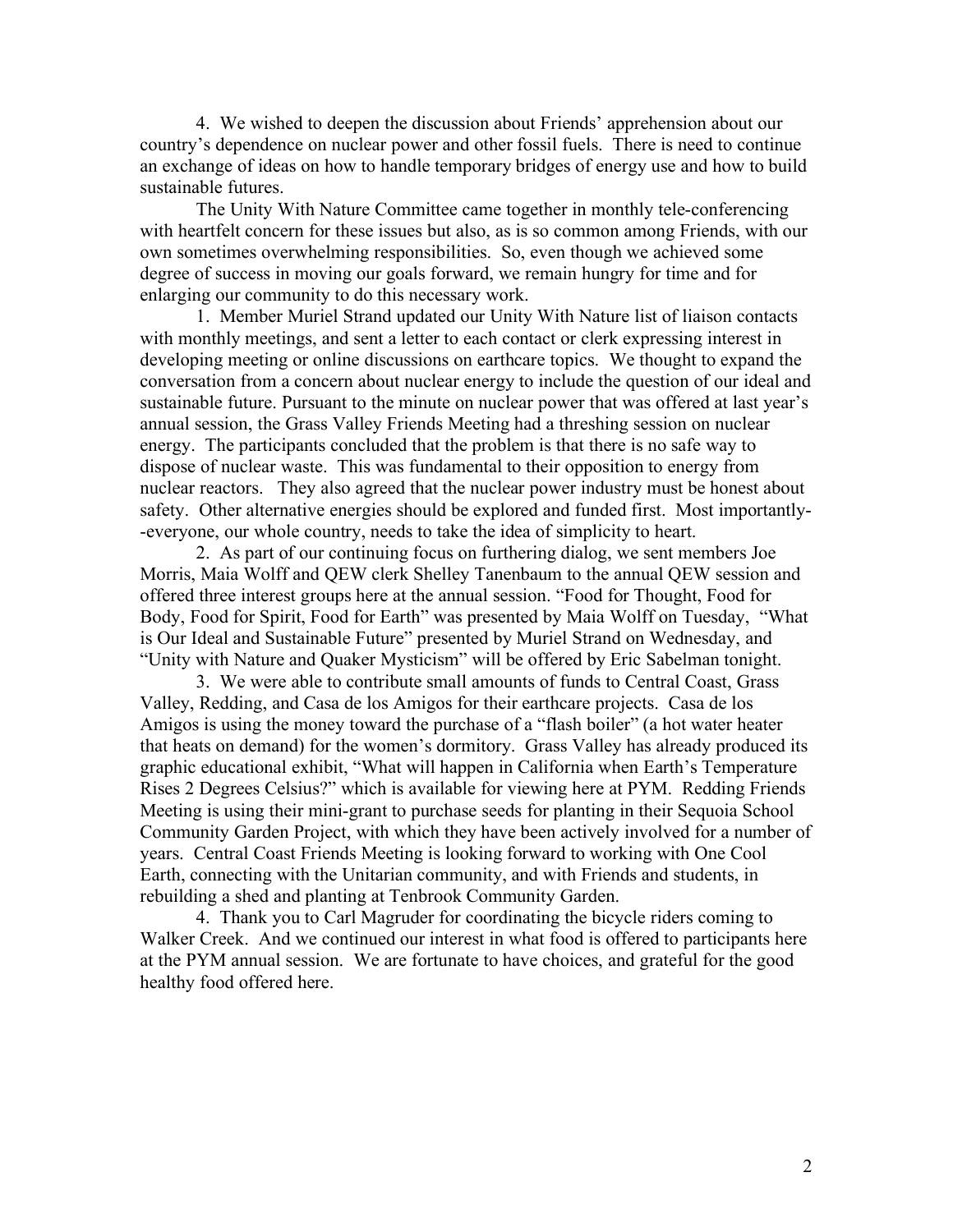4. We wished to deepen the discussion about Friends' apprehension about our country's dependence on nuclear power and other fossil fuels. There is need to continue an exchange of ideas on how to handle temporary bridges of energy use and how to build sustainable futures.

The Unity With Nature Committee came together in monthly tele-conferencing with heartfelt concern for these issues but also, as is so common among Friends, with our own sometimes overwhelming responsibilities. So, even though we achieved some degree of success in moving our goals forward, we remain hungry for time and for enlarging our community to do this necessary work.

1. Member Muriel Strand updated our Unity With Nature list of liaison contacts with monthly meetings, and sent a letter to each contact or clerk expressing interest in developing meeting or online discussions on earthcare topics. We thought to expand the conversation from a concern about nuclear energy to include the question of our ideal and sustainable future. Pursuant to the minute on nuclear power that was offered at last year's annual session, the Grass Valley Friends Meeting had a threshing session on nuclear energy. The participants concluded that the problem is that there is no safe way to dispose of nuclear waste. This was fundamental to their opposition to energy from nuclear reactors. They also agreed that the nuclear power industry must be honest about safety. Other alternative energies should be explored and funded first. Most importantly--everyone, our whole country, needs to take the idea of simplicity to heart.

2. As part of our continuing focus on furthering dialog, we sent members Joe Morris, Maia Wolff and QEW clerk Shelley Tanenbaum to the annual QEW session and offered three interest groups here at the annual session. "Food for Thought, Food for Body, Food for Spirit, Food for Earth" was presented by Maia Wolff on Tuesday, "What is Our Ideal and Sustainable Future" presented by Muriel Strand on Wednesday, and "Unity with Nature and Quaker Mysticism" will be offered by Eric Sabelman tonight.

3. We were able to contribute small amounts of funds to Central Coast, Grass Valley, Redding, and Casa de los Amigos for their earthcare projects. Casa de los Amigos is using the money toward the purchase of a "flash boiler" (a hot water heater that heats on demand) for the women's dormitory. Grass Valley has already produced its graphic educational exhibit, "What will happen in California when Earth's Temperature Rises 2 Degrees Celsius?" which is available for viewing here at PYM. Redding Friends Meeting is using their mini-grant to purchase seeds for planting in their Sequoia School Community Garden Project, with which they have been actively involved for a number of years. Central Coast Friends Meeting is looking forward to working with One Cool Earth, connecting with the Unitarian community, and with Friends and students, in rebuilding a shed and planting at Tenbrook Community Garden.

4. Thank you to Carl Magruder for coordinating the bicycle riders coming to Walker Creek. And we continued our interest in what food is offered to participants here at the PYM annual session. We are fortunate to have choices, and grateful for the good healthy food offered here.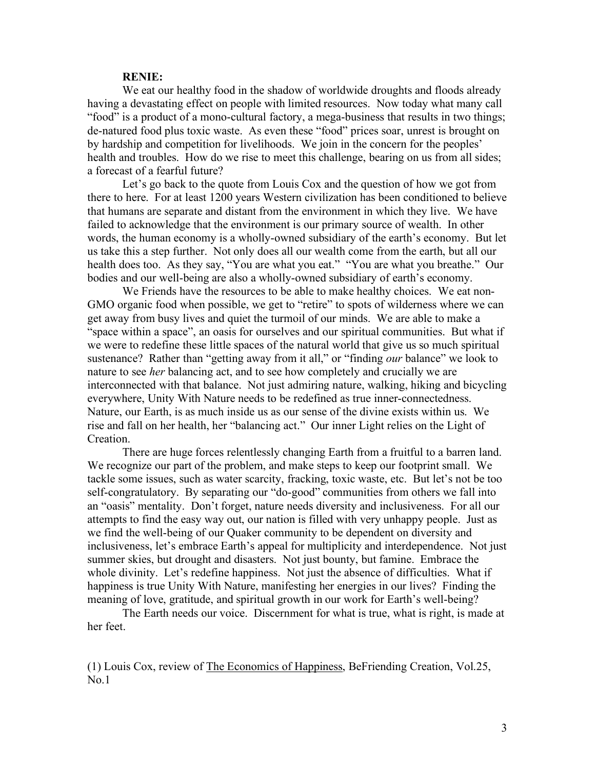**RENIE:**

We eat our healthy food in the shadow of worldwide droughts and floods already having a devastating effect on people with limited resources. Now today what many call "food" is a product of a mono-cultural factory, a mega-business that results in two things; de-natured food plus toxic waste. As even these "food" prices soar, unrest is brought on by hardship and competition for livelihoods. We join in the concern for the peoples' health and troubles. How do we rise to meet this challenge, bearing on us from all sides; a forecast of a fearful future?

Let's go back to the quote from Louis Cox and the question of how we got from there to here. For at least 1200 years Western civilization has been conditioned to believe that humans are separate and distant from the environment in which they live. We have failed to acknowledge that the environment is our primary source of wealth. In other words, the human economy is a wholly-owned subsidiary of the earth's economy. But let us take this a step further. Not only does all our wealth come from the earth, but all our health does too. As they say, "You are what you eat." "You are what you breathe." Our bodies and our well-being are also a wholly-owned subsidiary of earth's economy.

We Friends have the resources to be able to make healthy choices. We eat non-GMO organic food when possible, we get to "retire" to spots of wilderness where we can get away from busy lives and quiet the turmoil of our minds. We are able to make a "space within a space", an oasis for ourselves and our spiritual communities. But what if we were to redefine these little spaces of the natural world that give us so much spiritual sustenance? Rather than "getting away from it all," or "finding *our* balance" we look to nature to see *her* balancing act, and to see how completely and crucially we are interconnected with that balance. Not just admiring nature, walking, hiking and bicycling everywhere, Unity With Nature needs to be redefined as true inner-connectedness. Nature, our Earth, is as much inside us as our sense of the divine exists within us. We rise and fall on her health, her "balancing act." Our inner Light relies on the Light of Creation.

There are huge forces relentlessly changing Earth from a fruitful to a barren land. We recognize our part of the problem, and make steps to keep our footprint small. We tackle some issues, such as water scarcity, fracking, toxic waste, etc. But let's not be too self-congratulatory. By separating our "do-good" communities from others we fall into an "oasis" mentality. Don't forget, nature needs diversity and inclusiveness. For all our attempts to find the easy way out, our nation is filled with very unhappy people. Just as we find the well-being of our Quaker community to be dependent on diversity and inclusiveness, let's embrace Earth's appeal for multiplicity and interdependence. Not just summer skies, but drought and disasters. Not just bounty, but famine. Embrace the whole divinity. Let's redefine happiness. Not just the absence of difficulties. What if happiness is true Unity With Nature, manifesting her energies in our lives? Finding the meaning of love, gratitude, and spiritual growth in our work for Earth's well-being?

The Earth needs our voice. Discernment for what is true, what is right, is made at her feet.

(1) Louis Cox, review of The Economics of Happiness, BeFriending Creation, Vol.25, No.1